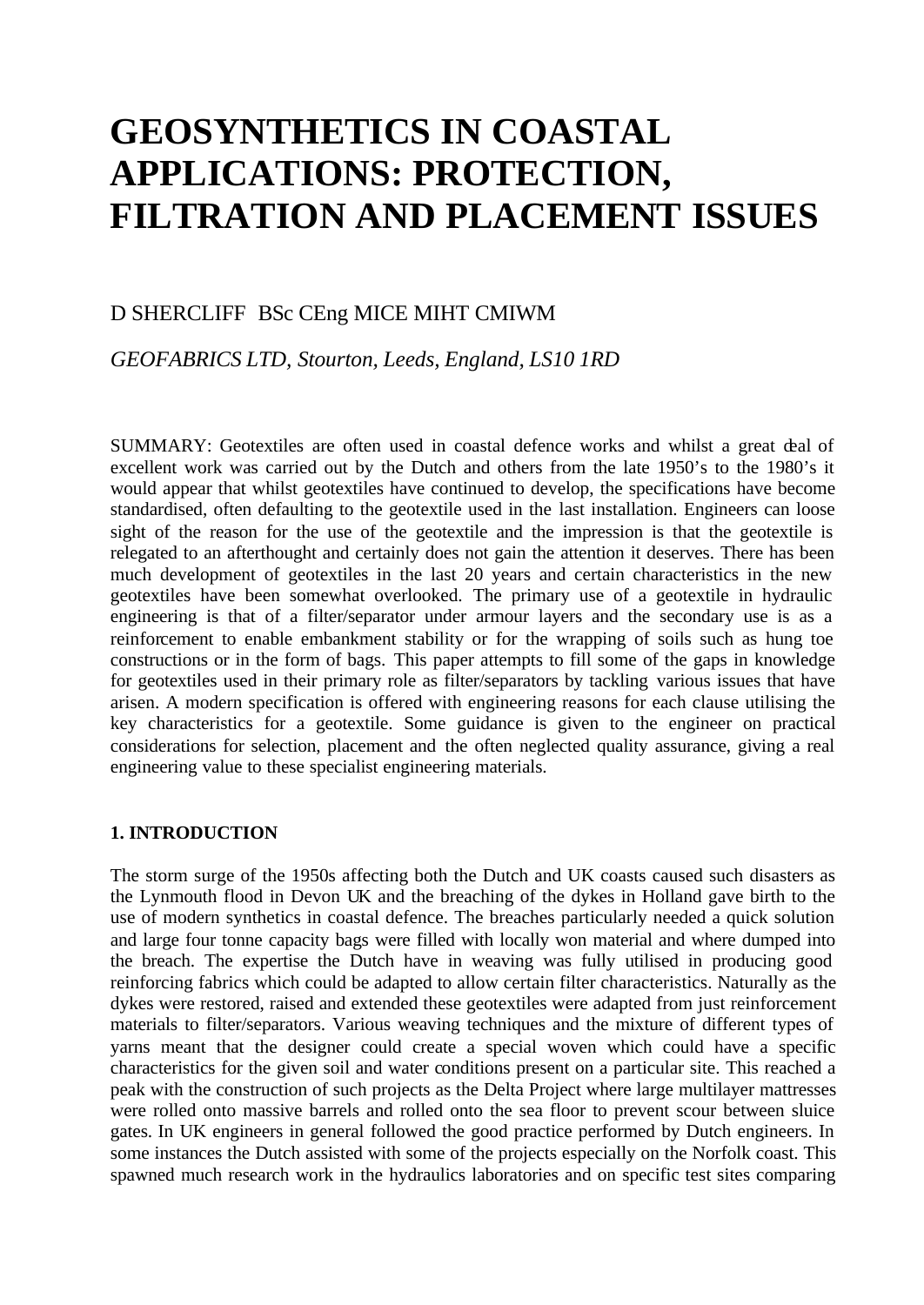# GEOSYNTHETICS IN COASTAL APPLICATIONS: PROTECTION, FILTRATION AND PLACEMENT ISSUES

D SHERCLIFF BSc CEng MICE MIHT CMIWM

*GEOFABRICS LTD, Stourton, Leeds, England, LS10 1RD*

SUMMARY: Geotextiles are often used in coastal defence works and whilst a great deal of excellent work was carried out by the Dutch and others from the late 1950's to the 1980's it would appear that whilst geotextiles have continued to develop, the specifications have become standardised, often defaulting to the geotextile used in the last installation. Engineers can loose sight of the reason for the use of the geotextile and the impression is that the geotextile is relegated to an afterthought and certainly does not gain the attention it deserves. There has been much development of geotextiles in the last 20 years and certain characteristics in the new geotextiles have been somewhat overlooked. The primary use of a geotextile in hydraulic engineering is that of a filter/separator under armour layers and the secondary use is as a reinforcement to enable embankment stability or for the wrapping of soils such as hung toe constructions or in the form of bags. This paper attempts to fill some of the gaps in knowledge for geotextiles used in their primary role as filter/separators by tackling various issues that have arisen. A modern specification is offered with engineering reasons for each clause utilising the key characteristics for a geotextile. Some guidance is given to the engineer on practical considerations for selection, placement and the often neglected quality assurance, giving a real engineering value to these specialist engineering materials.

## 1. INTRODUCTION

The storm surge of the 1950s affecting both the Dutch and UK coasts caused such disasters as the Lynmouth flood in Devon UK and the breaching of the dykes in Holland gave birth to the use of modern synthetics in coastal defence. The breaches particularly needed a quick solution and large four tonne capacity bags were filled with locally won material and where dumped into the breach. The expertise the Dutch have in weaving was fully utilised in producing good reinforcing fabrics which could be adapted to allow certain filter characteristics. Naturally as the dykes were restored, raised and extended these geotextiles were adapted from just reinforcement materials to filter/separators. Various weaving techniques and the mixture of different types of yarns meant that the designer could create a special woven which could have a specific characteristics for the given soil and water conditions present on a particular site. This reached a peak with the construction of such projects as the Delta Project where large multilayer mattresses were rolled onto massive barrels and rolled onto the sea floor to prevent scour between sluice gates. In UK engineers in general followed the good practice performed by Dutch engineers. In some instances the Dutch assisted with some of the projects especially on the Norfolk coast. This spawned much research work in the hydraulics laboratories and on specific test sites comparing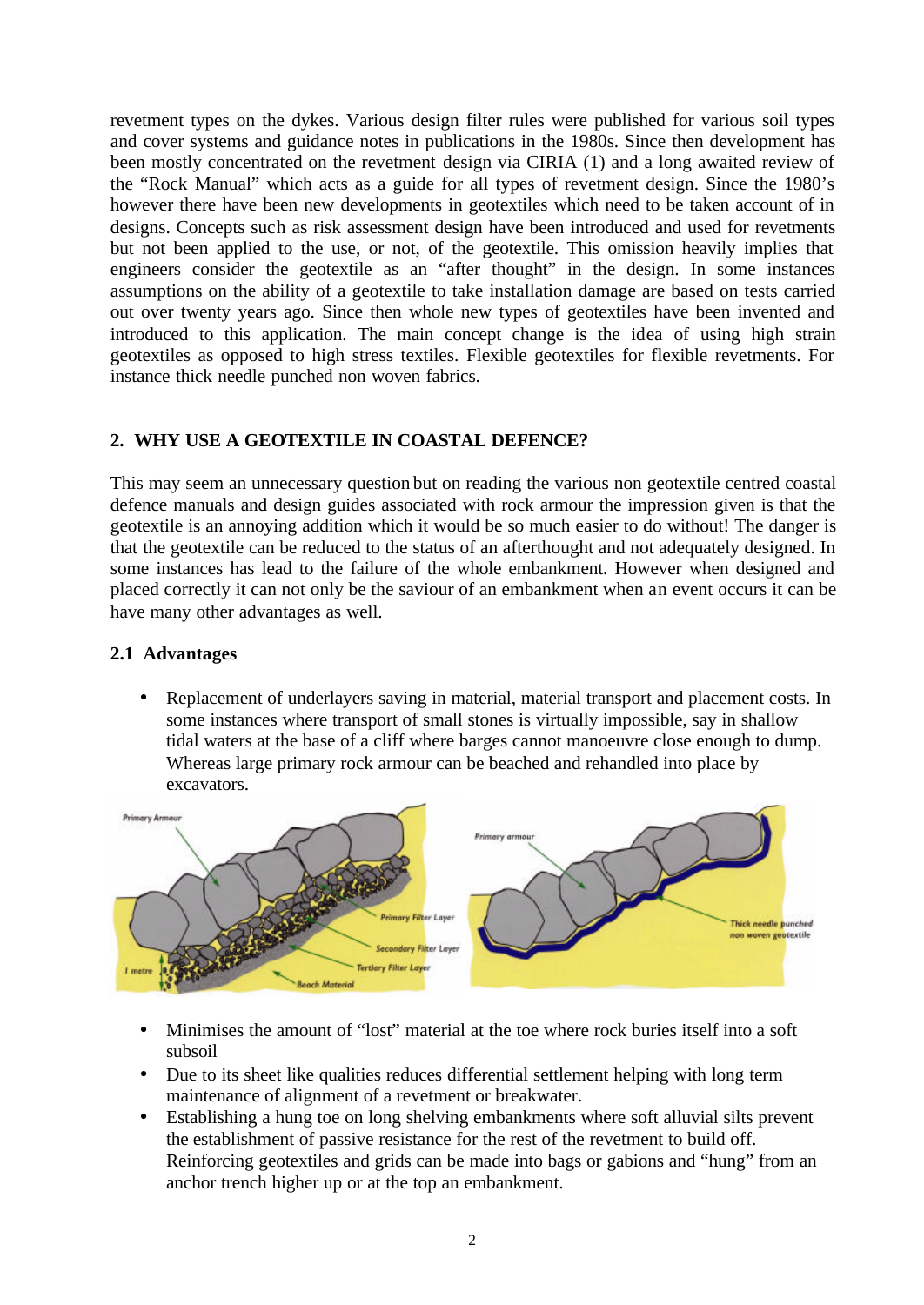revetment types on the dykes. Various design filter rules were published for various soil types and cover systems and guidance notes in publications in the 1980s. Since then development has been mostly concentrated on the revetment design via CIRIA (1) and a long awaited review of the "Rock Manual" which acts as a guide for all types of revetment design. Since the 1980's however there have been new developments in geotextiles which need to be taken account of in designs. Concepts such as risk assessment design have been introduced and used for revetments but not been applied to the use, or not, of the geotextile. This omission heavily implies that engineers consider the geotextile as an "after thought" in the design. In some instances assumptions on the ability of a geotextile to take installation damage are based on tests carried out over twenty years ago. Since then whole new types of geotextiles have been invented and introduced to this application. The main concept change is the idea of using high strain geotextiles as opposed to high stress textiles. Flexible geotextiles for flexible revetments. For instance thick needle punched non woven fabrics.

## 2. WHY USE A GEOTEXTILE IN COASTAL DEFENCE?

This may seem an unnecessary question but on reading the various non geotextile centred coastal defence manuals and design guides associated with rock armour the impression given is that the geotextile is an annoying addition which it would be so much easier to do without! The danger is that the geotextile can be reduced to the status of an afterthought and not adequately designed. In some instances has lead to the failure of the whole embankment. However when designed and placed correctly it can not only be the saviour of an embankment when an event occurs it can be have many other advantages as well.

### 2.1 Advantages

- Replacement of underlayers saving in material, material transport and placement costs. In some instances where transport of small stones is virtually impossible, say in shallow tidal waters at the base of a cliff where barges cannot manoeuvre close enough to dump. Whereas large primary rock armour can be beached and rehandled into place by excavators.

- Minimises the amount of "lost" material at the toe where rock buries itself into a soft subsoil
- Due to its sheet like qualities reduces differential settlement helping with long term maintenance of alignment of a revetment or breakwater.
- Establishing a hung toe on long shelving embankments where soft alluvial silts prevent the establishment of passive resistance for the rest of the revetment to build off. Reinforcing geotextiles and grids can be made into bags or gabions and "hung" from an anchor trench higher up or at the top an embankment.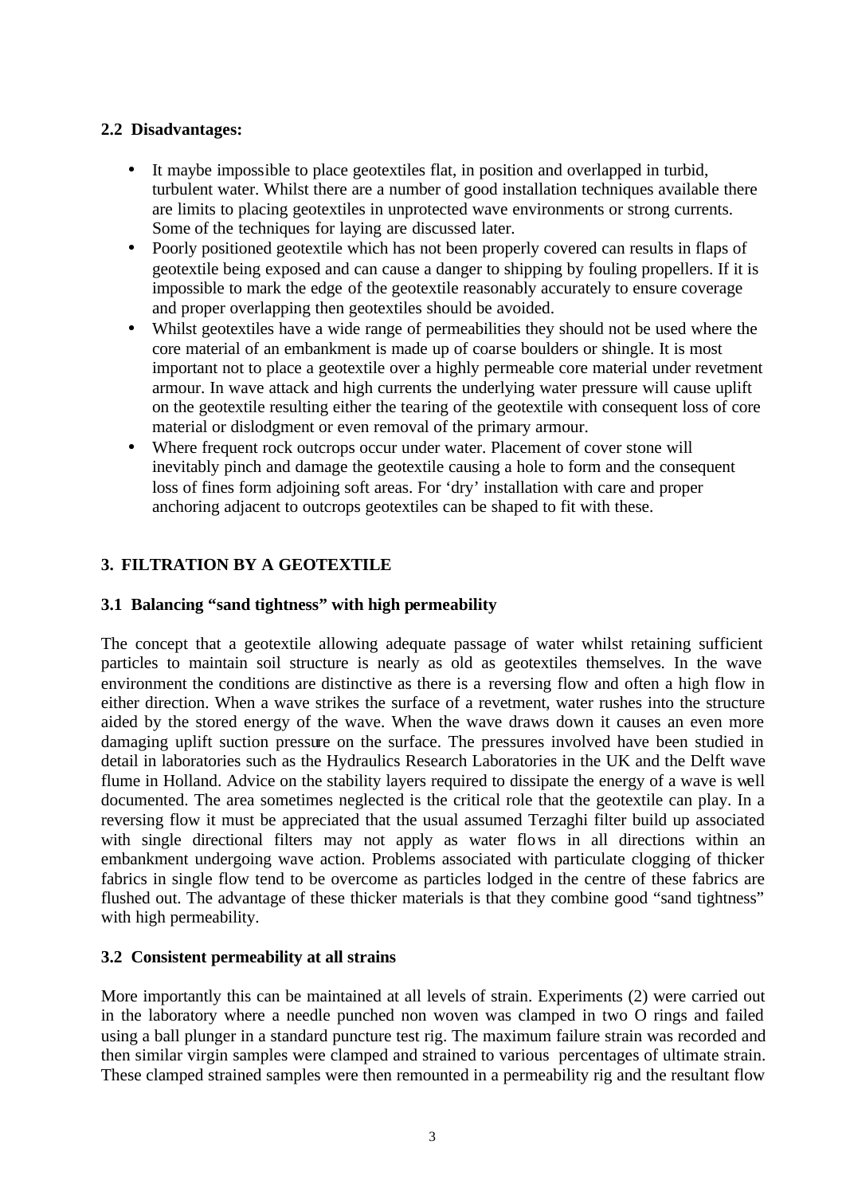### 2.2 Disadvantages:

- It maybe impossible to place geotextiles flat, in position and overlapped in turbid, turbulent water. Whilst there are a number of good installation techniques available there are limits to placing geotextiles in unprotected wave environments or strong currents. Some of the techniques for laying are discussed later.
- Poorly positioned geotextile which has not been properly covered can results in flaps of geotextile being exposed and can cause a danger to shipping by fouling propellers. If it is impossible to mark the edge of the geotextile reasonably accurately to ensure coverage and proper overlapping then geotextiles should be avoided.
- Whilst geotextiles have a wide range of permeabilities they should not be used where the core material of an embankment is made up of coarse boulders or shingle. It is most important not to place a geotextile over a highly permeable core material under revetment armour. In wave attack and high currents the underlying water pressure will cause uplift on the geotextile resulting either the tearing of the geotextile with consequent loss of core material or dislodgment or even removal of the primary armour.
- Where frequent rock outcrops occur under water. Placement of cover stone will inevitably pinch and damage the geotextile causing a hole to form and the consequent loss of fines form adjoining soft areas. For 'dry' installation with care and proper anchoring adjacent to outcrops geotextiles can be shaped to fit with these.

## 3. FILTRATION BY A GEOTEXTILE

### 3.1 Balancing "sand tightness" with high permeability

The concept that a geotextile allowing adequate passage of water whilst retaining sufficient particles to maintain soil structure is nearly as old as geotextiles themselves. In the wave environment the conditions are distinctive as there is a reversing flow and often a high flow in either direction. When a wave strikes the surface of a revetment, water rushes into the structure aided by the stored energy of the wave. When the wave draws down it causes an even more damaging uplift suction pressure on the surface. The pressures involved have been studied in detail in laboratories such as the Hydraulics Research Laboratories in the UK and the Delft wave flume in Holland. Advice on the stability layers required to dissipate the energy of a wave is well documented. The area sometimes neglected is the critical role that the geotextile can play. In a reversing flow it must be appreciated that the usual assumed Terzaghi filter build up associated with single directional filters may not apply as water flows in all directions within an embankment undergoing wave action. Problems associated with particulate clogging of thicker fabrics in single flow tend to be overcome as particles lodged in the centre of these fabrics are flushed out. The advantage of these thicker materials is that they combine good "sand tightness" with high permeability.

### 3.2 Consistent permeability at all strains

More importantly this can be maintained at all levels of strain. Experiments (2) were carried out in the laboratory where a needle punched non woven was clamped in two O rings and failed using a ball plunger in a standard puncture test rig. The maximum failure strain was recorded and then similar virgin samples were clamped and strained to various percentages of ultimate strain. These clamped strained samples were then remounted in a permeability rig and the resultant flow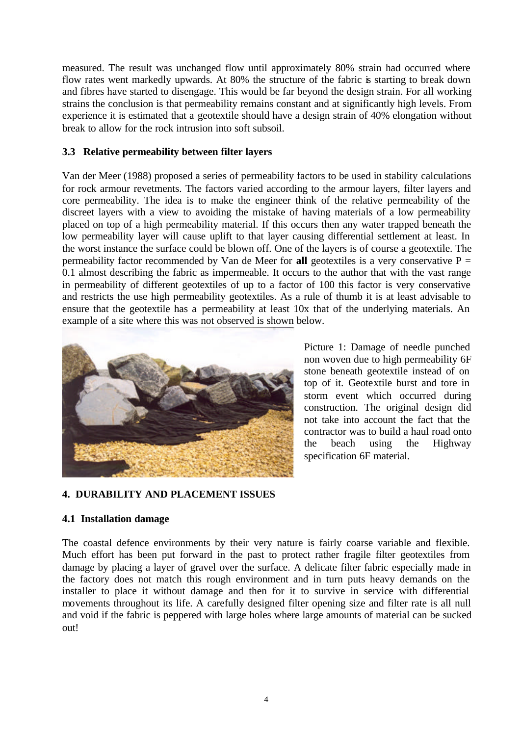measured. The result was unchanged flow until approximately 80% strain had occurred where flow rates went markedly upwards. At 80% the structure of the fabric is starting to break down and fibres have started to disengage. This would be far beyond the design strain. For all working strains the conclusion is that permeability remains constant and at significantly high levels. From experience it is estimated that a geotextile should have a design strain of 40% elongation without break to allow for the rock intrusion into soft subsoil.

### 3.3 Relative permeability between filter layers

Van der Meer (1988) proposed a series of permeability factors to be used in stability calculations for rock armour revetments. The factors varied according to the armour layers, filter layers and core permeability. The idea is to make the engineer think of the relative permeability of the discreet layers with a view to avoiding the mistake of having materials of a low permeability placed on top of a high permeability material. If this occurs then any water trapped beneath the low permeability layer will cause uplift to that layer causing differential settlement at least. In the worst instance the surface could be blown off. One of the layers is of course a geotextile. The permeability factor recommended by Van de Meer for **all** geotextiles is a very conservative P = 0.1 almost describing the fabric as impermeable. It occurs to the author that with the vast range in permeability of different geotextiles of up to a factor of 100 this factor is very conservative and restricts the use high permeability geotextiles. As a rule of thumb it is at least advisable to ensure that the geotextile has a permeability at least 10x that of the underlying materials. An example of a site where this was not observed is shown below.

Picture 1: Damage of needle punched non woven due to high permeability 6F stone beneath geotextile instead of on top of it. Geotextile burst and tore in storm event which occurred during construction. The original design did not take into account the fact that the contractor was to build a haul road onto the beach using the Highway specification 6F material.

## 4. DURABILITY AND PLACEMENT ISSUES

### 4.1 Installation damage

The coastal defence environments by their very nature is fairly coarse variable and flexible. Much effort has been put forward in the past to protect rather fragile filter geotextiles from damage by placing a layer of gravel over the surface. A delicate filter fabric especially made in the factory does not match this rough environment and in turn puts heavy demands on the installer to place it without damage and then for it to survive in service with differential movements throughout its life. A carefully designed filter opening size and filter rate is all null and void if the fabric is peppered with large holes where large amounts of material can be sucked out!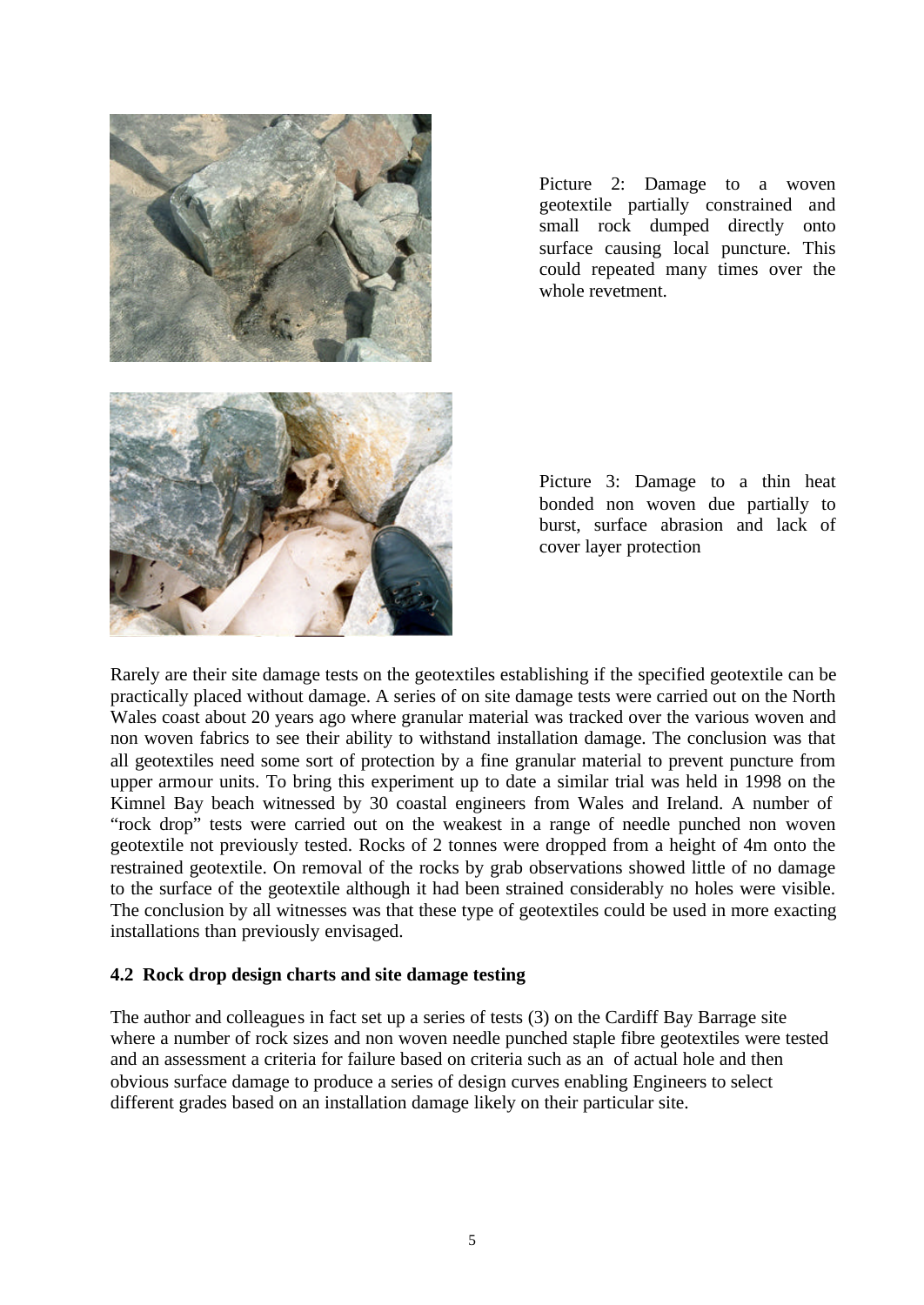Picture 2: Damage to a woven geotextile partially constrained and small rock dumped directly onto surface causing local puncture. This could repeated many times over the whole revetment.

Picture 3: Damage to a thin heat bonded non woven due partially to burst, surface abrasion and lack of cover layer protection

Rarely are their site damage tests on the geotextiles establishing if the specified geotextile can be practically placed without damage. A series of on site damage tests were carried out on the North Wales coast about 20 years ago where granular material was tracked over the various woven and non woven fabrics to see their ability to withstand installation damage. The conclusion was that all geotextiles need some sort of protection by a fine granular material to prevent puncture from upper armour units. To bring this experiment up to date a similar trial was held in 1998 on the Kimnel Bay beach witnessed by 30 coastal engineers from Wales and Ireland. A number of "rock drop" tests were carried out on the weakest in a range of needle punched non woven geotextile not previously tested. Rocks of 2 tonnes were dropped from a height of 4m onto the restrained geotextile. On removal of the rocks by grab observations showed little of no damage to the surface of the geotextile although it had been strained considerably no holes were visible. The conclusion by all witnesses was that these type of geotextiles could be used in more exacting installations than previously envisaged.

### 4.2 Rock drop design charts and site damage testing

The author and colleagues in fact set up a series of tests (3) on the Cardiff Bay Barrage site where a number of rock sizes and non woven needle punched staple fibre geotextiles were tested and an assessment a criteria for failure based on criteria such as an of actual hole and then obvious surface damage to produce a series of design curves enabling Engineers to select different grades based on an installation damage likely on their particular site.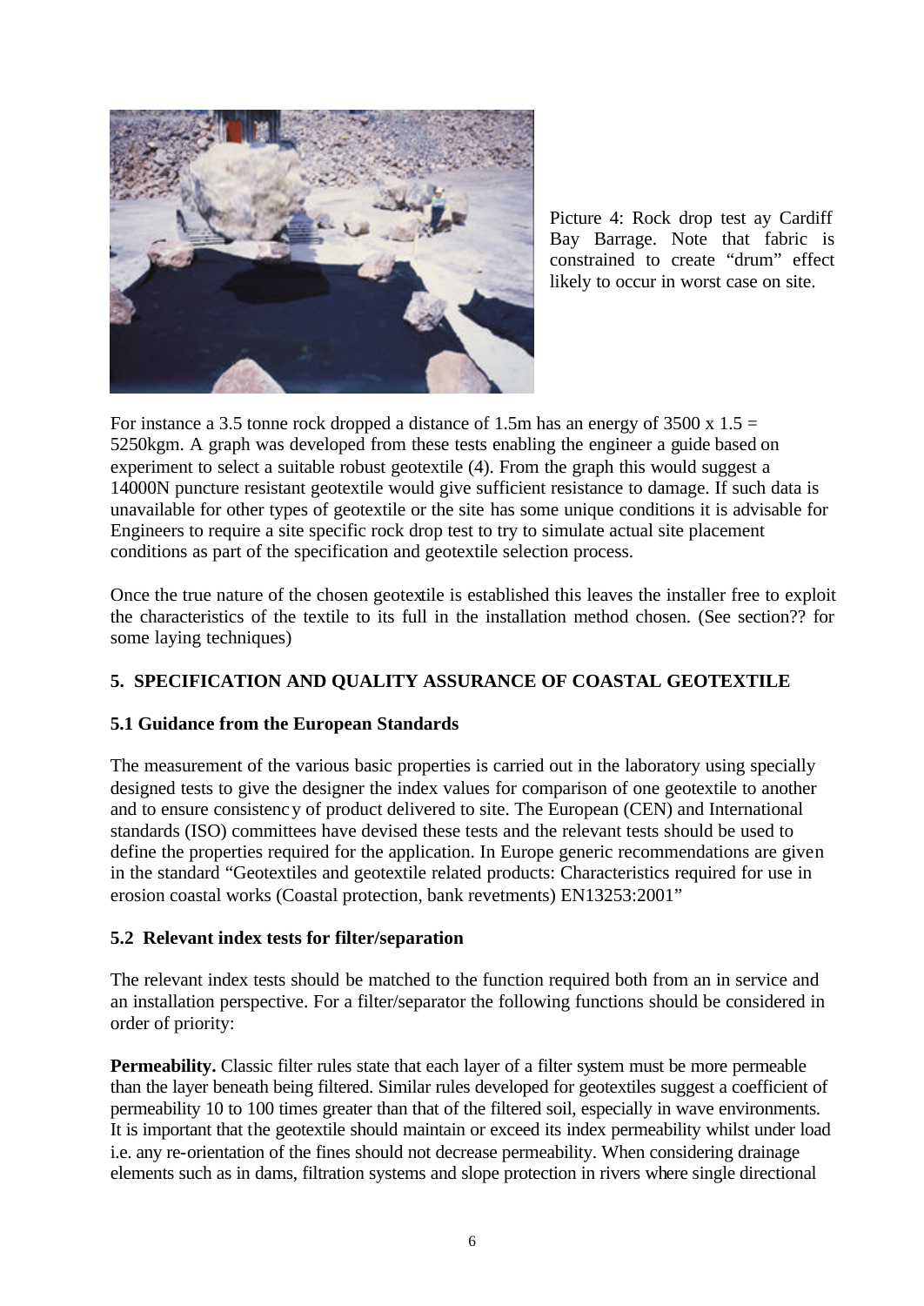Picture 4: Rock drop test ay Cardiff Bay Barrage. Note that fabric is constrained to create "drum" effect likely to occur in worst case on site.

For instance a 3.5 tonne rock dropped a distance of 1.5m has an energy of 3500 x 1.5 = 5250kgm. A graph was developed from these tests enabling the engineer a guide based on experiment to select a suitable robust geotextile (4). From the graph this would suggest a 14000N puncture resistant geotextile would give sufficient resistance to damage. If such data is unavailable for other types of geotextile or the site has some unique conditions it is advisable for Engineers to require a site specific rock drop test to try to simulate actual site placement conditions as part of the specification and geotextile selection process.

Once the true nature of the chosen geotextile is established this leaves the installer free to exploit the characteristics of the textile to its full in the installation method chosen. (See section?? for some laying techniques)

## 5. SPECIFICATION AND QUALITY ASSURANCE OF COASTAL GEOTEXTILE

### 5.1 Guidance from the European Standards

The measurement of the various basic properties is carried out in the laboratory using specially designed tests to give the designer the index values for comparison of one geotextile to another and to ensure consistency of product delivered to site. The European (CEN) and International standards (ISO) committees have devised these tests and the relevant tests should be used to define the properties required for the application. In Europe generic recommendations are given in the standard "Geotextiles and geotextile related products: Characteristics required for use in erosion coastal works (Coastal protection, bank revetments) EN13253:2001"

### 5.2 Relevant index tests for filter/separation

The relevant index tests should be matched to the function required both from an in service and an installation perspective. For a filter/separator the following functions should be considered in order of priority:

**Permeability.** Classic filter rules state that each layer of a filter system must be more permeable than the layer beneath being filtered. Similar rules developed for geotextiles suggest a coefficient of permeability 10 to 100 times greater than that of the filtered soil, especially in wave environments. It is important that the geotextile should maintain or exceed its index permeability whilst under load i.e. any re-orientation of the fines should not decrease permeability. When considering drainage elements such as in dams, filtration systems and slope protection in rivers where single directional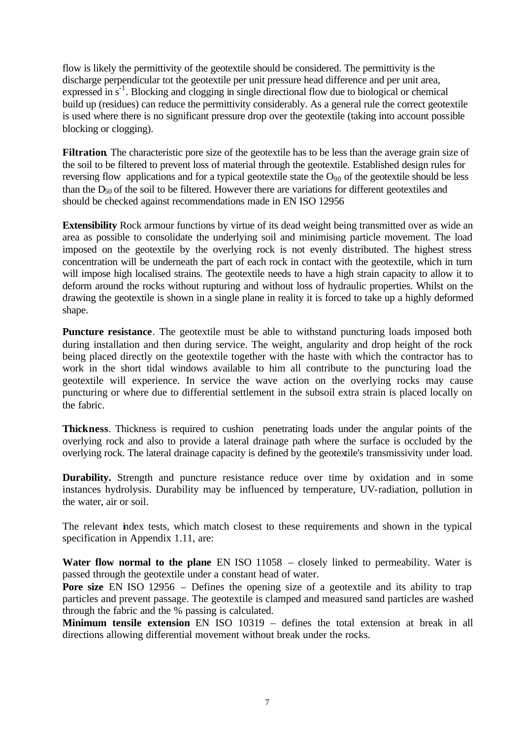flow is likely the permittivity of the geotextile should be considered. The permittivity is the discharge perpendicular tot the geotextile per unit pressure head difference and per unit area, expressed in $s^{-1}$. Blocking and clogging in single directional flow due to biological or chemical build up (residues) can reduce the permittivity considerably. As a general rule the correct geotextile is used where there is no significant pressure drop over the geotextile (taking into account possible blocking or clogging).

**Filtration**. The characteristic pore size of the geotextile has to be less than the average grain size of the soil to be filtered to prevent loss of material through the geotextile. Established design rules for reversing flow applications and for a typical geotextile state the $O_{90}$ of the geotextile should be less than the $D_{50}$ of the soil to be filtered. However there are variations for different geotextiles and should be checked against recommendations made in EN ISO 12956

**Extensibility** Rock armour functions by virtue of its dead weight being transmitted over as wide an area as possible to consolidate the underlying soil and minimising particle movement. The load imposed on the geotextile by the overlying rock is not evenly distributed. The highest stress concentration will be underneath the part of each rock in contact with the geotextile, which in turn will impose high localised strains. The geotextile needs to have a high strain capacity to allow it to deform around the rocks without rupturing and without loss of hydraulic properties. Whilst on the drawing the geotextile is shown in a single plane in reality it is forced to take up a highly deformed shape.

**Puncture resistance**. The geotextile must be able to withstand puncturing loads imposed both during installation and then during service. The weight, angularity and drop height of the rock being placed directly on the geotextile together with the haste with which the contractor has to work in the short tidal windows available to him all contribute to the puncturing load the geotextile will experience. In service the wave action on the overlying rocks may cause puncturing or where due to differential settlement in the subsoil extra strain is placed locally on the fabric.

**Thickness**. Thickness is required to cushion penetrating loads under the angular points of the overlying rock and also to provide a lateral drainage path where the surface is occluded by the overlying rock. The lateral drainage capacity is defined by the geotextile's transmissivity under load.

**Durability.** Strength and puncture resistance reduce over time by oxidation and in some instances hydrolysis. Durability may be influenced by temperature, UV-radiation, pollution in the water, air or soil.

The relevant index tests, which match closest to these requirements and shown in the typical specification in Appendix 1.11, are:

**Water flow normal to the plane** EN ISO 11058 – closely linked to permeability. Water is passed through the geotextile under a constant head of water.

**Pore size** EN ISO 12956 – Defines the opening size of a geotextile and its ability to trap particles and prevent passage. The geotextile is clamped and measured sand particles are washed through the fabric and the % passing is calculated.

**Minimum tensile extension** EN ISO 10319 – defines the total extension at break in all directions allowing differential movement without break under the rocks.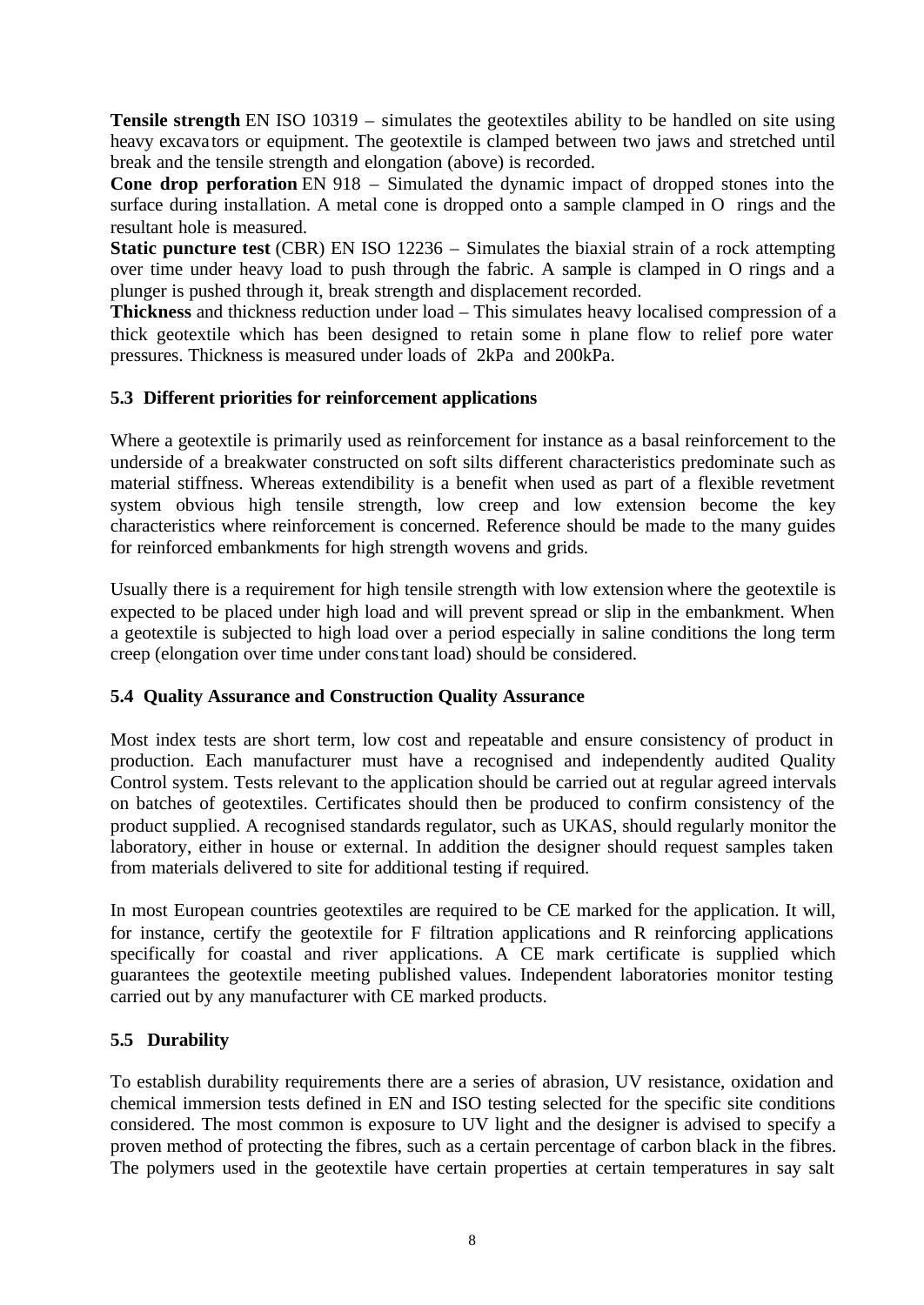**Tensile strength** EN ISO 10319 – simulates the geotextiles ability to be handled on site using heavy excavators or equipment. The geotextile is clamped between two jaws and stretched until break and the tensile strength and elongation (above) is recorded.

**Cone drop perforation** EN 918 – Simulated the dynamic impact of dropped stones into the surface during installation. A metal cone is dropped onto a sample clamped in O rings and the resultant hole is measured.

**Static puncture test** (CBR) EN ISO 12236 – Simulates the biaxial strain of a rock attempting over time under heavy load to push through the fabric. A sample is clamped in O rings and a plunger is pushed through it, break strength and displacement recorded.

**Thickness** and thickness reduction under load – This simulates heavy localised compression of a thick geotextile which has been designed to retain some in plane flow to relief pore water pressures. Thickness is measured under loads of 2kPa and 200kPa.

### 5.3 Different priorities for reinforcement applications

Where a geotextile is primarily used as reinforcement for instance as a basal reinforcement to the underside of a breakwater constructed on soft silts different characteristics predominate such as material stiffness. Whereas extendibility is a benefit when used as part of a flexible revetment system obvious high tensile strength, low creep and low extension become the key characteristics where reinforcement is concerned. Reference should be made to the many guides for reinforced embankments for high strength wovens and grids.

Usually there is a requirement for high tensile strength with low extension where the geotextile is expected to be placed under high load and will prevent spread or slip in the embankment. When a geotextile is subjected to high load over a period especially in saline conditions the long term creep (elongation over time under constant load) should be considered.

### 5.4 Quality Assurance and Construction Quality Assurance

Most index tests are short term, low cost and repeatable and ensure consistency of product in production. Each manufacturer must have a recognised and independently audited Quality Control system. Tests relevant to the application should be carried out at regular agreed intervals on batches of geotextiles. Certificates should then be produced to confirm consistency of the product supplied. A recognised standards regulator, such as UKAS, should regularly monitor the laboratory, either in house or external. In addition the designer should request samples taken from materials delivered to site for additional testing if required.

In most European countries geotextiles are required to be CE marked for the application. It will, for instance, certify the geotextile for F filtration applications and R reinforcing applications specifically for coastal and river applications. A CE mark certificate is supplied which guarantees the geotextile meeting published values. Independent laboratories monitor testing carried out by any manufacturer with CE marked products.

### 5.5 Durability

To establish durability requirements there are a series of abrasion, UV resistance, oxidation and chemical immersion tests defined in EN and ISO testing selected for the specific site conditions considered. The most common is exposure to UV light and the designer is advised to specify a proven method of protecting the fibres, such as a certain percentage of carbon black in the fibres. The polymers used in the geotextile have certain properties at certain temperatures in say salt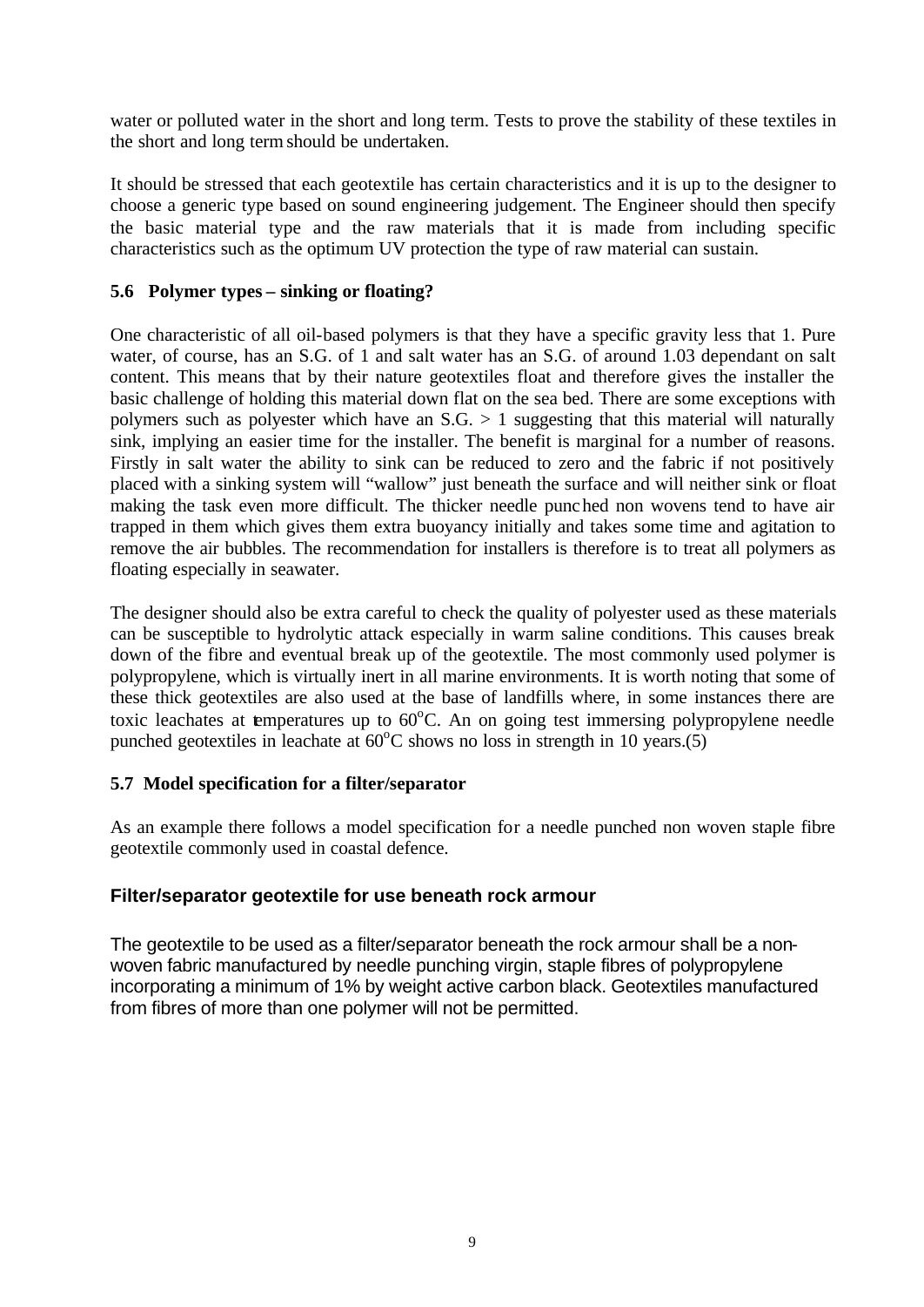water or polluted water in the short and long term. Tests to prove the stability of these textiles in the short and long term should be undertaken.

It should be stressed that each geotextile has certain characteristics and it is up to the designer to choose a generic type based on sound engineering judgement. The Engineer should then specify the basic material type and the raw materials that it is made from including specific characteristics such as the optimum UV protection the type of raw material can sustain.

### 5.6 Polymer types – sinking or floating?

One characteristic of all oil-based polymers is that they have a specific gravity less that 1. Pure water, of course, has an S.G. of 1 and salt water has an S.G. of around 1.03 dependant on salt content. This means that by their nature geotextiles float and therefore gives the installer the basic challenge of holding this material down flat on the sea bed. There are some exceptions with polymers such as polyester which have an S.G. > 1 suggesting that this material will naturally sink, implying an easier time for the installer. The benefit is marginal for a number of reasons. Firstly in salt water the ability to sink can be reduced to zero and the fabric if not positively placed with a sinking system will "wallow" just beneath the surface and will neither sink or float making the task even more difficult. The thicker needle punched non wovens tend to have air trapped in them which gives them extra buoyancy initially and takes some time and agitation to remove the air bubbles. The recommendation for installers is therefore is to treat all polymers as floating especially in seawater.

The designer should also be extra careful to check the quality of polyester used as these materials can be susceptible to hydrolytic attack especially in warm saline conditions. This causes break down of the fibre and eventual break up of the geotextile. The most commonly used polymer is polypropylene, which is virtually inert in all marine environments. It is worth noting that some of these thick geotextiles are also used at the base of landfills where, in some instances there are toxic leachates at temperatures up to 60°C. An on going test immersing polypropylene needle punched geotextiles in leachate at 60°C shows no loss in strength in 10 years.(5)

### 5.7 Model specification for a filter/separator

As an example there follows a model specification for a needle punched non woven staple fibre geotextile commonly used in coastal defence.

**Filter/separator geotextile for use beneath rock armour**

The geotextile to be used as a filter/separator beneath the rock armour shall be a non-woven fabric manufactured by needle punching virgin, staple fibres of polypropylene incorporating a minimum of 1% by weight active carbon black. Geotextiles manufactured from fibres of more than one polymer will not be permitted.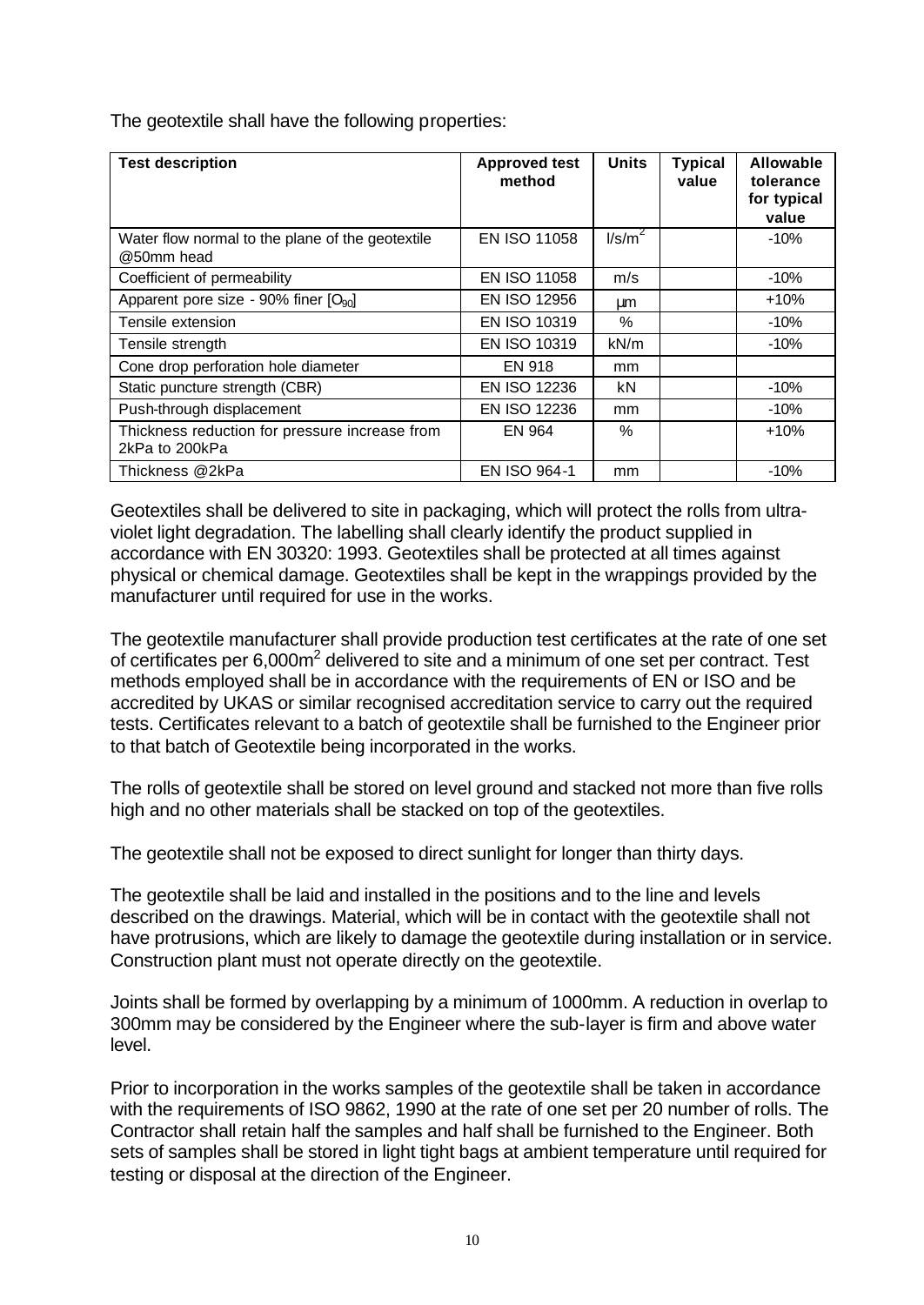The geotextile shall have the following properties:

| Test description | Approved test method | Units | Typical value | Allowable tolerance for typical value |
|---|---|---|---|---|
| Water flow normal to the plane of the geotextile @50mm head | EN ISO 11058 | $l/s/m^2$ | | -10% |
| Coefficient of permeability | EN ISO 11058 | m/s | | -10% |
| Apparent pore size - 90% finer [$O_{90}$] | EN ISO 12956 | μm | | +10% |
| Tensile extension | EN ISO 10319 | % | | -10% |
| Tensile strength | EN ISO 10319 | kN/m | | -10% |
| Cone drop perforation hole diameter | EN 918 | mm | | |
| Static puncture strength (CBR) | EN ISO 12236 | kN | | -10% |
| Push-through displacement | EN ISO 12236 | mm | | -10% |
| Thickness reduction for pressure increase from 2kPa to 200kPa | EN 964 | % | | +10% |
| Thickness @2kPa | EN ISO 964-1 | mm | | -10% |

Geotextiles shall be delivered to site in packaging, which will protect the rolls from ultra-violet light degradation. The labelling shall clearly identify the product supplied in accordance with EN 30320: 1993. Geotextiles shall be protected at all times against physical or chemical damage. Geotextiles shall be kept in the wrappings provided by the manufacturer until required for use in the works.

The geotextile manufacturer shall provide production test certificates at the rate of one set of certificates per 6,000m$^2$ delivered to site and a minimum of one set per contract. Test methods employed shall be in accordance with the requirements of EN or ISO and be accredited by UKAS or similar recognised accreditation service to carry out the required tests. Certificates relevant to a batch of geotextile shall be furnished to the Engineer prior to that batch of Geotextile being incorporated in the works.

The rolls of geotextile shall be stored on level ground and stacked not more than five rolls high and no other materials shall be stacked on top of the geotextiles.

The geotextile shall not be exposed to direct sunlight for longer than thirty days.

The geotextile shall be laid and installed in the positions and to the line and levels described on the drawings. Material, which will be in contact with the geotextile shall not have protrusions, which are likely to damage the geotextile during installation or in service. Construction plant must not operate directly on the geotextile.

Joints shall be formed by overlapping by a minimum of 1000mm. A reduction in overlap to 300mm may be considered by the Engineer where the sub-layer is firm and above water level.

Prior to incorporation in the works samples of the geotextile shall be taken in accordance with the requirements of ISO 9862, 1990 at the rate of one set per 20 number of rolls. The Contractor shall retain half the samples and half shall be furnished to the Engineer. Both sets of samples shall be stored in light tight bags at ambient temperature until required for testing or disposal at the direction of the Engineer.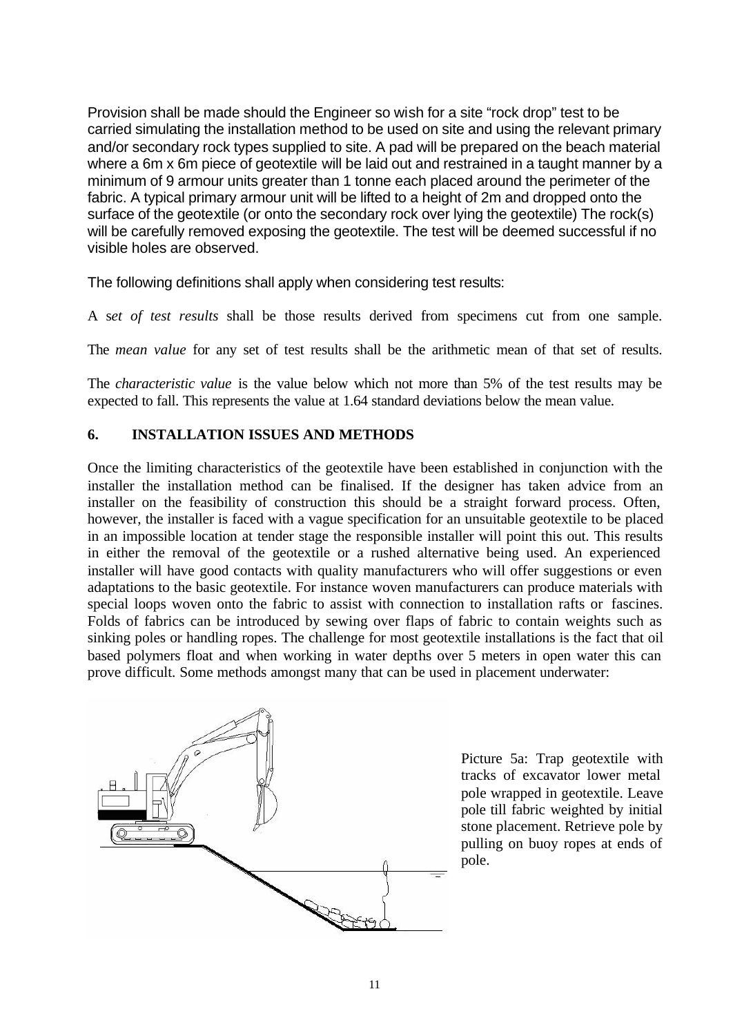Provision shall be made should the Engineer so wish for a site “rock drop” test to be carried simulating the installation method to be used on site and using the relevant primary and/or secondary rock types supplied to site. A pad will be prepared on the beach material where a 6m x 6m piece of geotextile will be laid out and restrained in a taught manner by a minimum of 9 armour units greater than 1 tonne each placed around the perimeter of the fabric. A typical primary armour unit will be lifted to a height of 2m and dropped onto the surface of the geotextile (or onto the secondary rock over lying the geotextile) The rock(s) will be carefully removed exposing the geotextile. The test will be deemed successful if no visible holes are observed.

The following definitions shall apply when considering test results:

A *set of test results* shall be those results derived from specimens cut from one sample.

The *mean value* for any set of test results shall be the arithmetic mean of that set of results.

The *characteristic value* is the value below which not more than 5% of the test results may be expected to fall. This represents the value at 1.64 standard deviations below the mean value.

## 6. INSTALLATION ISSUES AND METHODS

Once the limiting characteristics of the geotextile have been established in conjunction with the installer the installation method can be finalised. If the designer has taken advice from an installer on the feasibility of construction this should be a straight forward process. Often, however, the installer is faced with a vague specification for an unsuitable geotextile to be placed in an impossible location at tender stage the responsible installer will point this out. This results in either the removal of the geotextile or a rushed alternative being used. An experienced installer will have good contacts with quality manufacturers who will offer suggestions or even adaptations to the basic geotextile. For instance woven manufacturers can produce materials with special loops woven onto the fabric to assist with connection to installation rafts or fascines. Folds of fabrics can be introduced by sewing over flaps of fabric to contain weights such as sinking poles or handling ropes. The challenge for most geotextile installations is the fact that oil based polymers float and when working in water depths over 5 meters in open water this can prove difficult. Some methods amongst many that can be used in placement underwater:

Picture 5a: Trap geotextile with tracks of excavator lower metal pole wrapped in geotextile. Leave pole till fabric weighted by initial stone placement. Retrieve pole by pulling on buoy ropes at ends of pole.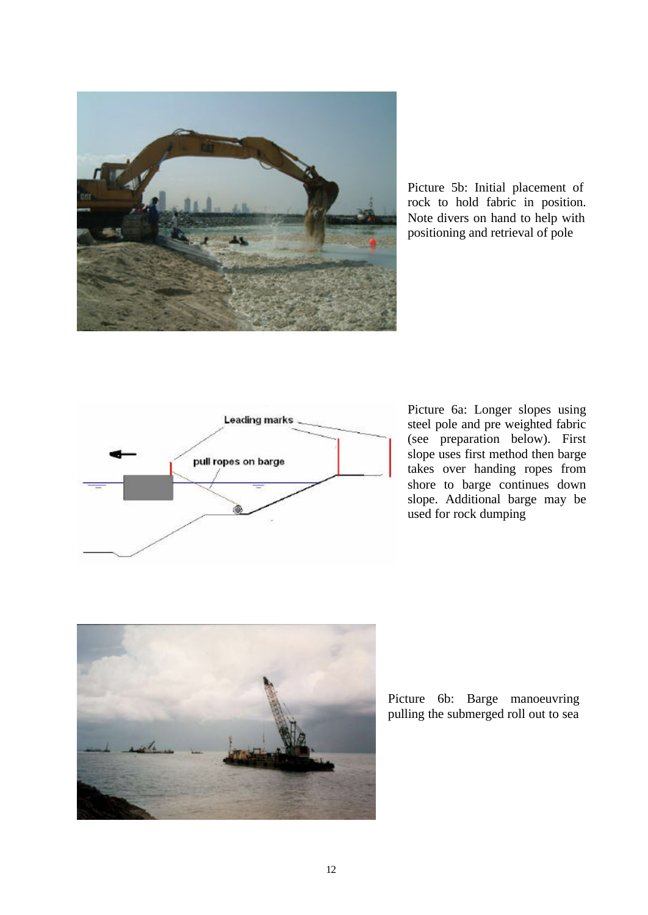Picture 5b: Initial placement of rock to hold fabric in position. Note divers on hand to help with positioning and retrieval of pole

Picture 6a: Longer slopes using steel pole and pre weighted fabric (see preparation below). First slope uses first method then barge takes over handing ropes from shore to barge continues down slope. Additional barge may be used for rock dumping

Picture 6b: Barge manoeuvring pulling the submerged roll out to sea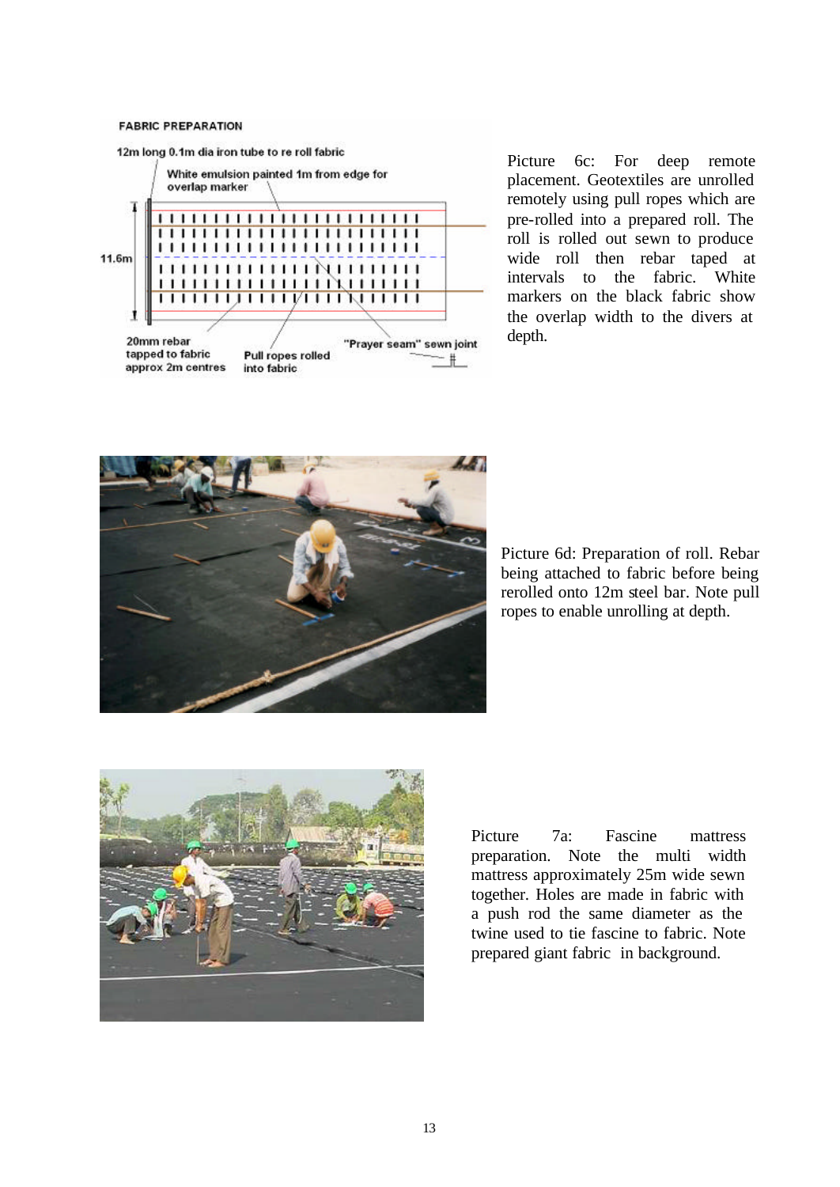FABRIC PREPARATION

12m long 0.1m dia iron tube to re roll fabric

White emulsion painted 1m from edge for overlap marker

11.6m

20mm rebar tapped to fabric approx 2m centres

Pull ropes rolled into fabric

"Prayer seam" sewn joint

Picture 6c: For deep remote placement. Geotextiles are unrolled remotely using pull ropes which are pre-rolled into a prepared roll. The roll is rolled out sewn to produce wide roll then rebar taped at intervals to the fabric. White markers on the black fabric show the overlap width to the divers at depth.

Picture 6d: Preparation of roll. Rebar being attached to fabric before being rerolled onto 12m steel bar. Note pull ropes to enable unrolling at depth.

Picture 7a: Fascine mattress preparation. Note the multi width mattress approximately 25m wide sewn together. Holes are made in fabric with a push rod the same diameter as the twine used to tie fascine to fabric. Note prepared giant fabric in background.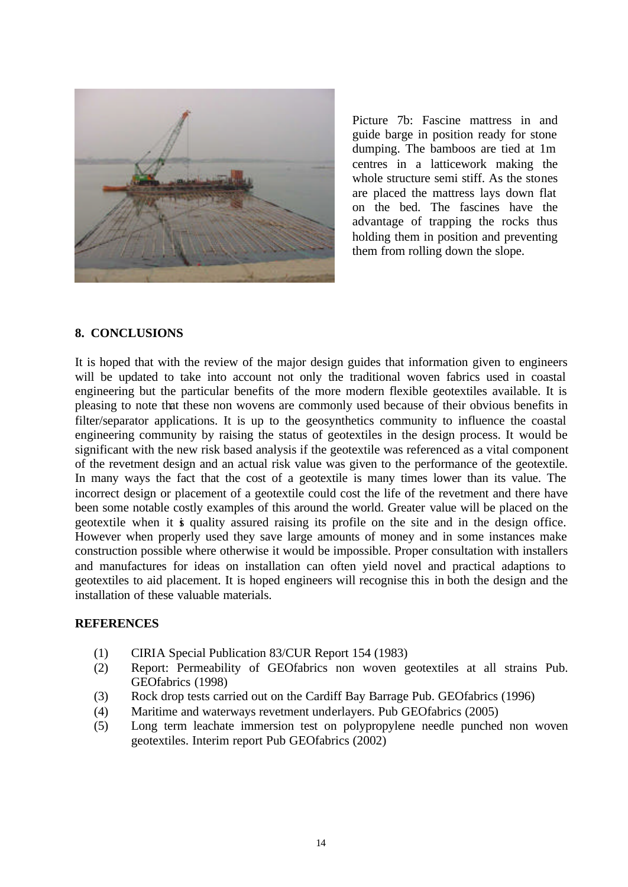Picture 7b: Fascine mattress in and guide barge in position ready for stone dumping. The bamboos are tied at 1m centres in a latticework making the whole structure semi stiff. As the stones are placed the mattress lays down flat on the bed. The fascines have the advantage of trapping the rocks thus holding them in position and preventing them from rolling down the slope.

## 8. CONCLUSIONS

It is hoped that with the review of the major design guides that information given to engineers will be updated to take into account not only the traditional woven fabrics used in coastal engineering but the particular benefits of the more modern flexible geotextiles available. It is pleasing to note that these non wovens are commonly used because of their obvious benefits in filter/separator applications. It is up to the geosynthetics community to influence the coastal engineering community by raising the status of geotextiles in the design process. It would be significant with the new risk based analysis if the geotextile was referenced as a vital component of the revetment design and an actual risk value was given to the performance of the geotextile. In many ways the fact that the cost of a geotextile is many times lower than its value. The incorrect design or placement of a geotextile could cost the life of the revetment and there have been some notable costly examples of this around the world. Greater value will be placed on the geotextile when it is quality assured raising its profile on the site and in the design office. However when properly used they save large amounts of money and in some instances make construction possible where otherwise it would be impossible. Proper consultation with installers and manufactures for ideas on installation can often yield novel and practical adaptions to geotextiles to aid placement. It is hoped engineers will recognise this in both the design and the installation of these valuable materials.

## REFERENCES

(1) CIRIA Special Publication 83/CUR Report 154 (1983)
(2) Report: Permeability of GEOfabrics non woven geotextiles at all strains Pub. GEOfabrics (1998)
(3) Rock drop tests carried out on the Cardiff Bay Barrage Pub. GEOfabrics (1996)
(4) Maritime and waterways revetment underlayers. Pub GEOfabrics (2005)
(5) Long term leachate immersion test on polypropylene needle punched non woven geotextiles. Interim report Pub GEOfabrics (2002)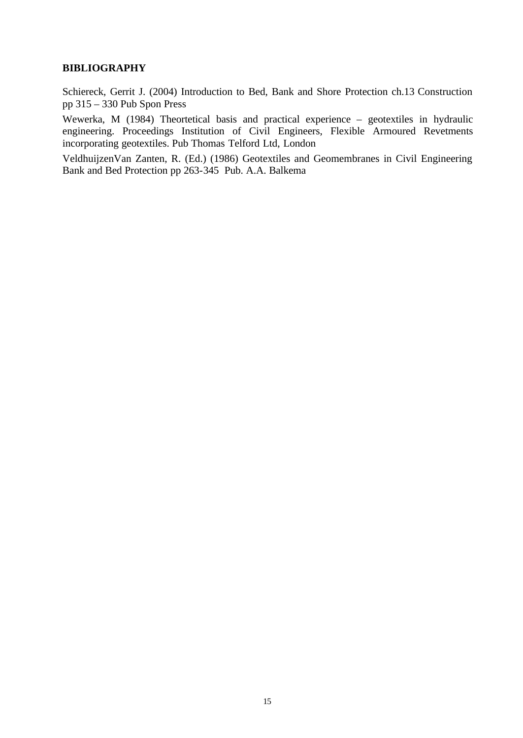**BIBLIOGRAPHY**

Schiereck, Gerrit J. (2004) Introduction to Bed, Bank and Shore Protection ch.13 Construction pp 315 – 330 Pub Spon Press

Wewerka, M (1984) Theortetical basis and practical experience – geotextiles in hydraulic engineering. Proceedings Institution of Civil Engineers, Flexible Armoured Revetments incorporating geotextiles. Pub Thomas Telford Ltd, London

VeldhuijzenVan Zanten, R. (Ed.) (1986) Geotextiles and Geomembranes in Civil Engineering Bank and Bed Protection pp 263-345 Pub. A.A. Balkema